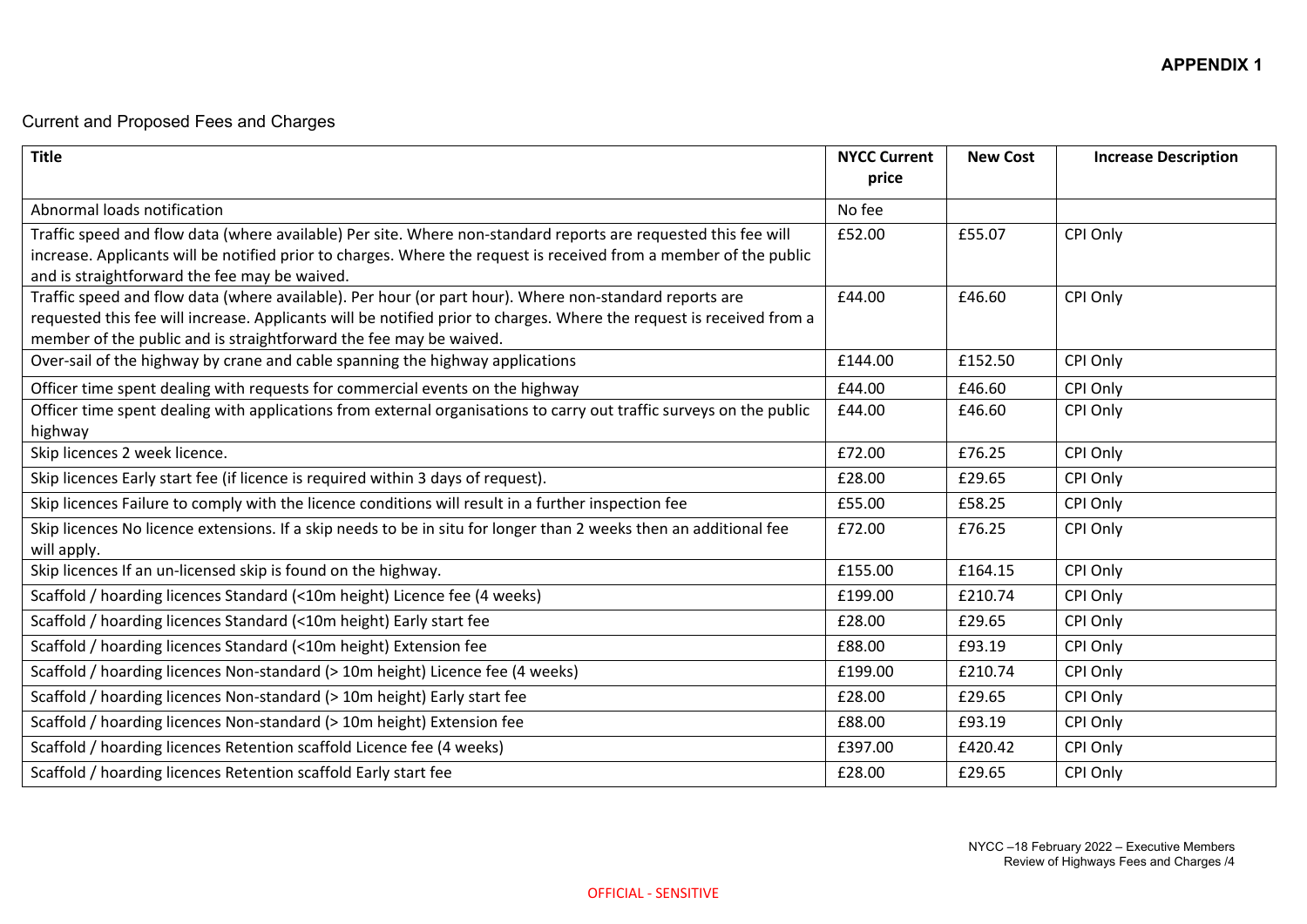**APPENDIX 1**

Current and Proposed Fees and Charges

| Title | NYCC Current price | New Cost | Increase Description |
|---|---|---|---|
| Abnormal loads notification | No fee | | |
| Traffic speed and flow data (where available) Per site. Where non-standard reports are requested this fee will increase. Applicants will be notified prior to charges. Where the request is received from a member of the public and is straightforward the fee may be waived. | £52.00 | £55.07 | CPI Only |
| Traffic speed and flow data (where available). Per hour (or part hour). Where non-standard reports are requested this fee will increase. Applicants will be notified prior to charges. Where the request is received from a member of the public and is straightforward the fee may be waived. | £44.00 | £46.60 | CPI Only |
| Over-sail of the highway by crane and cable spanning the highway applications | £144.00 | £152.50 | CPI Only |
| Officer time spent dealing with requests for commercial events on the highway | £44.00 | £46.60 | CPI Only |
| Officer time spent dealing with applications from external organisations to carry out traffic surveys on the public highway | £44.00 | £46.60 | CPI Only |
| Skip licences 2 week licence. | £72.00 | £76.25 | CPI Only |
| Skip licences Early start fee (if licence is required within 3 days of request). | £28.00 | £29.65 | CPI Only |
| Skip licences Failure to comply with the licence conditions will result in a further inspection fee | £55.00 | £58.25 | CPI Only |
| Skip licences No licence extensions. If a skip needs to be in situ for longer than 2 weeks then an additional fee will apply. | £72.00 | £76.25 | CPI Only |
| Skip licences If an un-licensed skip is found on the highway. | £155.00 | £164.15 | CPI Only |
| Scaffold / hoarding licences Standard (<10m height) Licence fee (4 weeks) | £199.00 | £210.74 | CPI Only |
| Scaffold / hoarding licences Standard (<10m height) Early start fee | £28.00 | £29.65 | CPI Only |
| Scaffold / hoarding licences Standard (<10m height) Extension fee | £88.00 | £93.19 | CPI Only |
| Scaffold / hoarding licences Non-standard (> 10m height) Licence fee (4 weeks) | £199.00 | £210.74 | CPI Only |
| Scaffold / hoarding licences Non-standard (> 10m height) Early start fee | £28.00 | £29.65 | CPI Only |
| Scaffold / hoarding licences Non-standard (> 10m height) Extension fee | £88.00 | £93.19 | CPI Only |
| Scaffold / hoarding licences Retention scaffold Licence fee (4 weeks) | £397.00 | £420.42 | CPI Only |
| Scaffold / hoarding licences Retention scaffold Early start fee | £28.00 | £29.65 | CPI Only |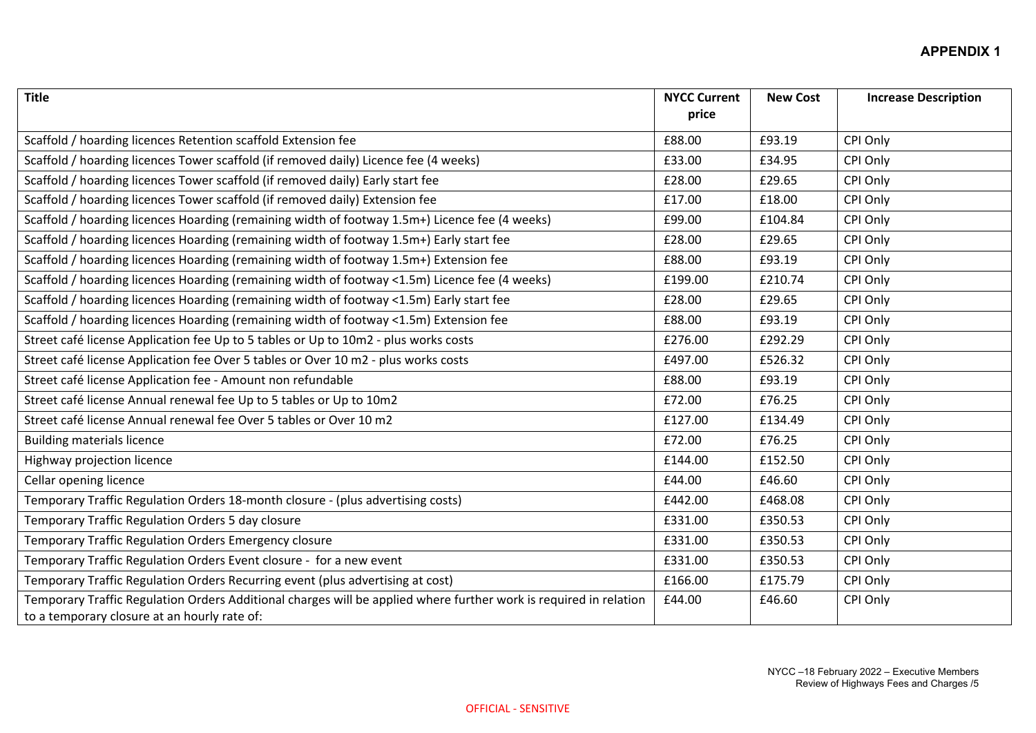**APPENDIX 1**

| Title | NYCC Current price | New Cost | Increase Description |
| --- | --- | --- | --- |
| Scaffold / hoarding licences Retention scaffold Extension fee | £88.00 | £93.19 | CPI Only |
| Scaffold / hoarding licences Tower scaffold (if removed daily) Licence fee (4 weeks) | £33.00 | £34.95 | CPI Only |
| Scaffold / hoarding licences Tower scaffold (if removed daily) Early start fee | £28.00 | £29.65 | CPI Only |
| Scaffold / hoarding licences Tower scaffold (if removed daily) Extension fee | £17.00 | £18.00 | CPI Only |
| Scaffold / hoarding licences Hoarding (remaining width of footway 1.5m+) Licence fee (4 weeks) | £99.00 | £104.84 | CPI Only |
| Scaffold / hoarding licences Hoarding (remaining width of footway 1.5m+) Early start fee | £28.00 | £29.65 | CPI Only |
| Scaffold / hoarding licences Hoarding (remaining width of footway 1.5m+) Extension fee | £88.00 | £93.19 | CPI Only |
| Scaffold / hoarding licences Hoarding (remaining width of footway <1.5m) Licence fee (4 weeks) | £199.00 | £210.74 | CPI Only |
| Scaffold / hoarding licences Hoarding (remaining width of footway <1.5m) Early start fee | £28.00 | £29.65 | CPI Only |
| Scaffold / hoarding licences Hoarding (remaining width of footway <1.5m) Extension fee | £88.00 | £93.19 | CPI Only |
| Street café license Application fee Up to 5 tables or Up to 10m2 - plus works costs | £276.00 | £292.29 | CPI Only |
| Street café license Application fee Over 5 tables or Over 10 m2 - plus works costs | £497.00 | £526.32 | CPI Only |
| Street café license Application fee - Amount non refundable | £88.00 | £93.19 | CPI Only |
| Street café license Annual renewal fee Up to 5 tables or Up to 10m2 | £72.00 | £76.25 | CPI Only |
| Street café license Annual renewal fee Over 5 tables or Over 10 m2 | £127.00 | £134.49 | CPI Only |
| Building materials licence | £72.00 | £76.25 | CPI Only |
| Highway projection licence | £144.00 | £152.50 | CPI Only |
| Cellar opening licence | £44.00 | £46.60 | CPI Only |
| Temporary Traffic Regulation Orders 18-month closure - (plus advertising costs) | £442.00 | £468.08 | CPI Only |
| Temporary Traffic Regulation Orders 5 day closure | £331.00 | £350.53 | CPI Only |
| Temporary Traffic Regulation Orders Emergency closure | £331.00 | £350.53 | CPI Only |
| Temporary Traffic Regulation Orders Event closure - for a new event | £331.00 | £350.53 | CPI Only |
| Temporary Traffic Regulation Orders Recurring event (plus advertising at cost) | £166.00 | £175.79 | CPI Only |
| Temporary Traffic Regulation Orders Additional charges will be applied where further work is required in relation to a temporary closure at an hourly rate of: | £44.00 | £46.60 | CPI Only |

NYCC –18 February 2022 – Executive Members
Review of Highways Fees and Charges /5

OFFICIAL - SENSITIVE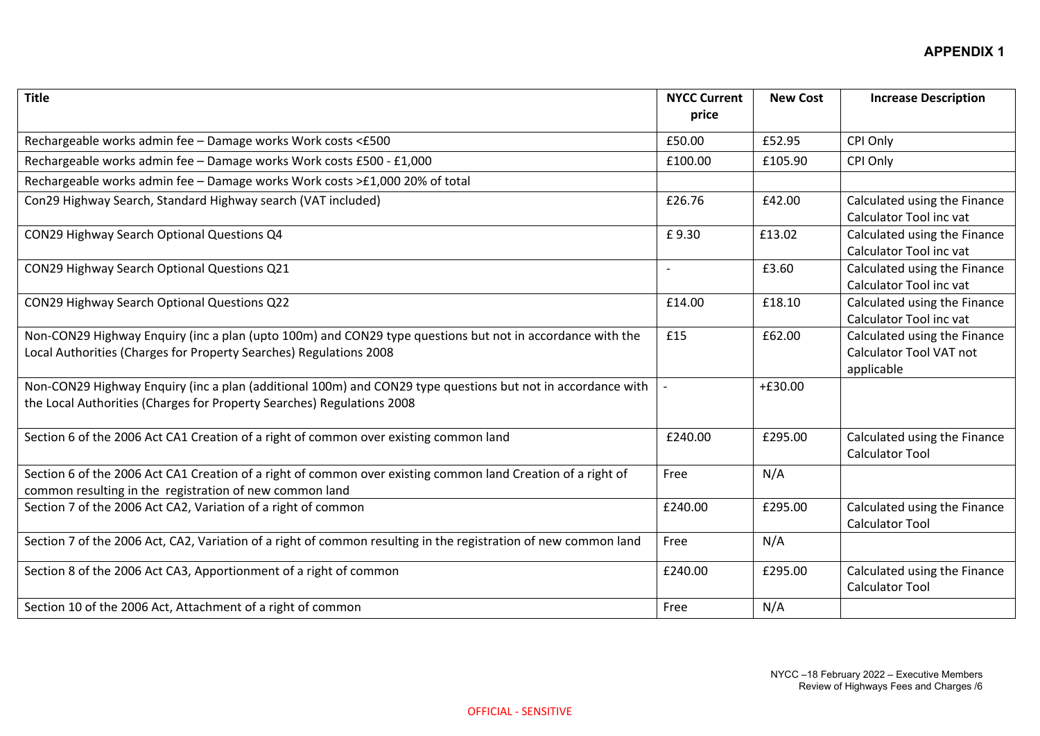**APPENDIX 1**

| Title | NYCC Current price | New Cost | Increase Description |
|---|---|---|---|
| Rechargeable works admin fee – Damage works Work costs <£500 | £50.00 | £52.95 | CPI Only |
| Rechargeable works admin fee – Damage works Work costs £500 - £1,000 | £100.00 | £105.90 | CPI Only |
| Rechargeable works admin fee – Damage works Work costs >£1,000 20% of total | | | |
| Con29 Highway Search, Standard Highway search (VAT included) | £26.76 | £42.00 | Calculated using the Finance Calculator Tool inc vat |
| CON29 Highway Search Optional Questions Q4 | £ 9.30 | £13.02 | Calculated using the Finance Calculator Tool inc vat |
| CON29 Highway Search Optional Questions Q21 | - | £3.60 | Calculated using the Finance Calculator Tool inc vat |
| CON29 Highway Search Optional Questions Q22 | £14.00 | £18.10 | Calculated using the Finance Calculator Tool inc vat |
| Non-CON29 Highway Enquiry (inc a plan (upto 100m) and CON29 type questions but not in accordance with the Local Authorities (Charges for Property Searches) Regulations 2008 | £15 | £62.00 | Calculated using the Finance Calculator Tool VAT not applicable |
| Non-CON29 Highway Enquiry (inc a plan (additional 100m) and CON29 type questions but not in accordance with the Local Authorities (Charges for Property Searches) Regulations 2008 | - | +£30.00 | |
| Section 6 of the 2006 Act CA1 Creation of a right of common over existing common land | £240.00 | £295.00 | Calculated using the Finance Calculator Tool |
| Section 6 of the 2006 Act CA1 Creation of a right of common over existing common land Creation of a right of common resulting in the registration of new common land | Free | N/A | |
| Section 7 of the 2006 Act CA2, Variation of a right of common | £240.00 | £295.00 | Calculated using the Finance Calculator Tool |
| Section 7 of the 2006 Act, CA2, Variation of a right of common resulting in the registration of new common land | Free | N/A | |
| Section 8 of the 2006 Act CA3, Apportionment of a right of common | £240.00 | £295.00 | Calculated using the Finance Calculator Tool |
| Section 10 of the 2006 Act, Attachment of a right of common | Free | N/A | |

NYCC –18 February 2022 – Executive Members
Review of Highways Fees and Charges /6

OFFICIAL - SENSITIVE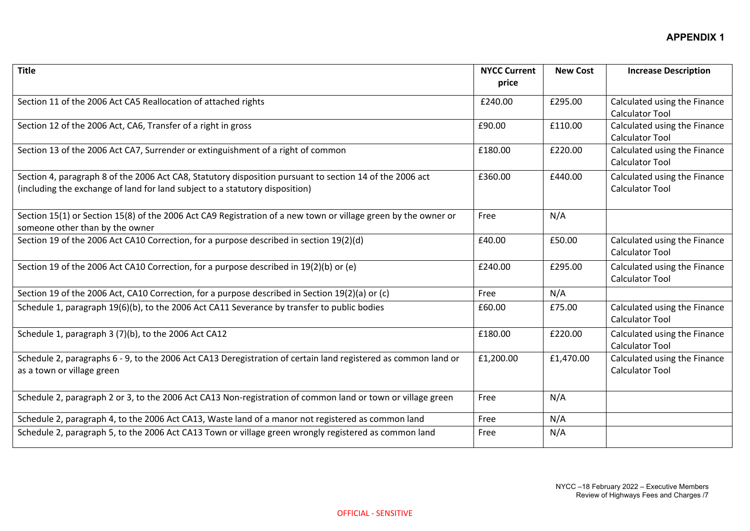**APPENDIX 1**

| Title | NYCC Current price | New Cost | Increase Description |
|---|---|---|---|
| Section 11 of the 2006 Act CA5 Reallocation of attached rights | £240.00 | £295.00 | Calculated using the Finance Calculator Tool |
| Section 12 of the 2006 Act, CA6, Transfer of a right in gross | £90.00 | £110.00 | Calculated using the Finance Calculator Tool |
| Section 13 of the 2006 Act CA7, Surrender or extinguishment of a right of common | £180.00 | £220.00 | Calculated using the Finance Calculator Tool |
| Section 4, paragraph 8 of the 2006 Act CA8, Statutory disposition pursuant to section 14 of the 2006 act (including the exchange of land for land subject to a statutory disposition) | £360.00 | £440.00 | Calculated using the Finance Calculator Tool |
| Section 15(1) or Section 15(8) of the 2006 Act CA9 Registration of a new town or village green by the owner or someone other than by the owner | Free | N/A | |
| Section 19 of the 2006 Act CA10 Correction, for a purpose described in section 19(2)(d) | £40.00 | £50.00 | Calculated using the Finance Calculator Tool |
| Section 19 of the 2006 Act CA10 Correction, for a purpose described in 19(2)(b) or (e) | £240.00 | £295.00 | Calculated using the Finance Calculator Tool |
| Section 19 of the 2006 Act, CA10 Correction, for a purpose described in Section 19(2)(a) or (c) | Free | N/A | |
| Schedule 1, paragraph 19(6)(b), to the 2006 Act CA11 Severance by transfer to public bodies | £60.00 | £75.00 | Calculated using the Finance Calculator Tool |
| Schedule 1, paragraph 3 (7)(b), to the 2006 Act CA12 | £180.00 | £220.00 | Calculated using the Finance Calculator Tool |
| Schedule 2, paragraphs 6 - 9, to the 2006 Act CA13 Deregistration of certain land registered as common land or as a town or village green | £1,200.00 | £1,470.00 | Calculated using the Finance Calculator Tool |
| Schedule 2, paragraph 2 or 3, to the 2006 Act CA13 Non-registration of common land or town or village green | Free | N/A | |
| Schedule 2, paragraph 4, to the 2006 Act CA13, Waste land of a manor not registered as common land | Free | N/A | |
| Schedule 2, paragraph 5, to the 2006 Act CA13 Town or village green wrongly registered as common land | Free | N/A | |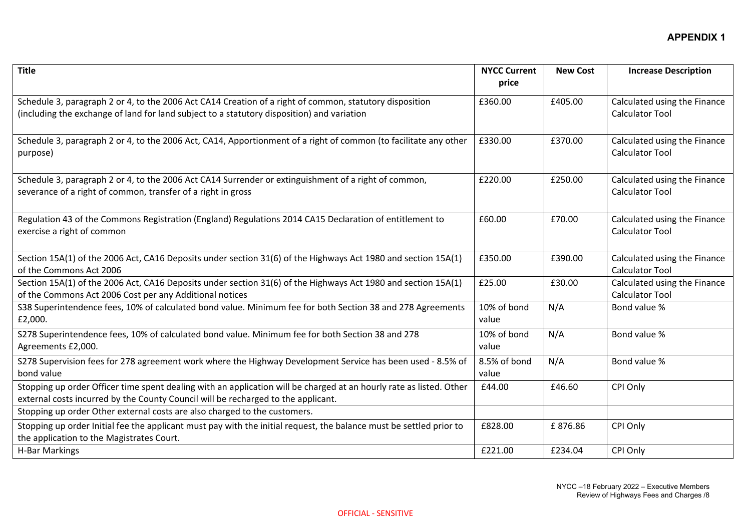**APPENDIX 1**

| Title | NYCC Current price | New Cost | Increase Description |
|---|---|---|---|
| Schedule 3, paragraph 2 or 4, to the 2006 Act CA14 Creation of a right of common, statutory disposition (including the exchange of land for land subject to a statutory disposition) and variation | £360.00 | £405.00 | Calculated using the Finance Calculator Tool |
| Schedule 3, paragraph 2 or 4, to the 2006 Act, CA14, Apportionment of a right of common (to facilitate any other purpose) | £330.00 | £370.00 | Calculated using the Finance Calculator Tool |
| Schedule 3, paragraph 2 or 4, to the 2006 Act CA14 Surrender or extinguishment of a right of common, severance of a right of common, transfer of a right in gross | £220.00 | £250.00 | Calculated using the Finance Calculator Tool |
| Regulation 43 of the Commons Registration (England) Regulations 2014 CA15 Declaration of entitlement to exercise a right of common | £60.00 | £70.00 | Calculated using the Finance Calculator Tool |
| Section 15A(1) of the 2006 Act, CA16 Deposits under section 31(6) of the Highways Act 1980 and section 15A(1) of the Commons Act 2006 | £350.00 | £390.00 | Calculated using the Finance Calculator Tool |
| Section 15A(1) of the 2006 Act, CA16 Deposits under section 31(6) of the Highways Act 1980 and section 15A(1) of the Commons Act 2006 Cost per any Additional notices | £25.00 | £30.00 | Calculated using the Finance Calculator Tool |
| S38 Superintendence fees, 10% of calculated bond value. Minimum fee for both Section 38 and 278 Agreements £2,000. | 10% of bond value | N/A | Bond value % |
| S278 Superintendence fees, 10% of calculated bond value. Minimum fee for both Section 38 and 278 Agreements £2,000. | 10% of bond value | N/A | Bond value % |
| S278 Supervision fees for 278 agreement work where the Highway Development Service has been used - 8.5% of bond value | 8.5% of bond value | N/A | Bond value % |
| Stopping up order Officer time spent dealing with an application will be charged at an hourly rate as listed. Other external costs incurred by the County Council will be recharged to the applicant. | £44.00 | £46.60 | CPI Only |
| Stopping up order Other external costs are also charged to the customers. | | | |
| Stopping up order Initial fee the applicant must pay with the initial request, the balance must be settled prior to the application to the Magistrates Court. | £828.00 | £ 876.86 | CPI Only |
| H-Bar Markings | £221.00 | £234.04 | CPI Only |

NYCC –18 February 2022 – Executive Members
Review of Highways Fees and Charges /8

OFFICIAL - SENSITIVE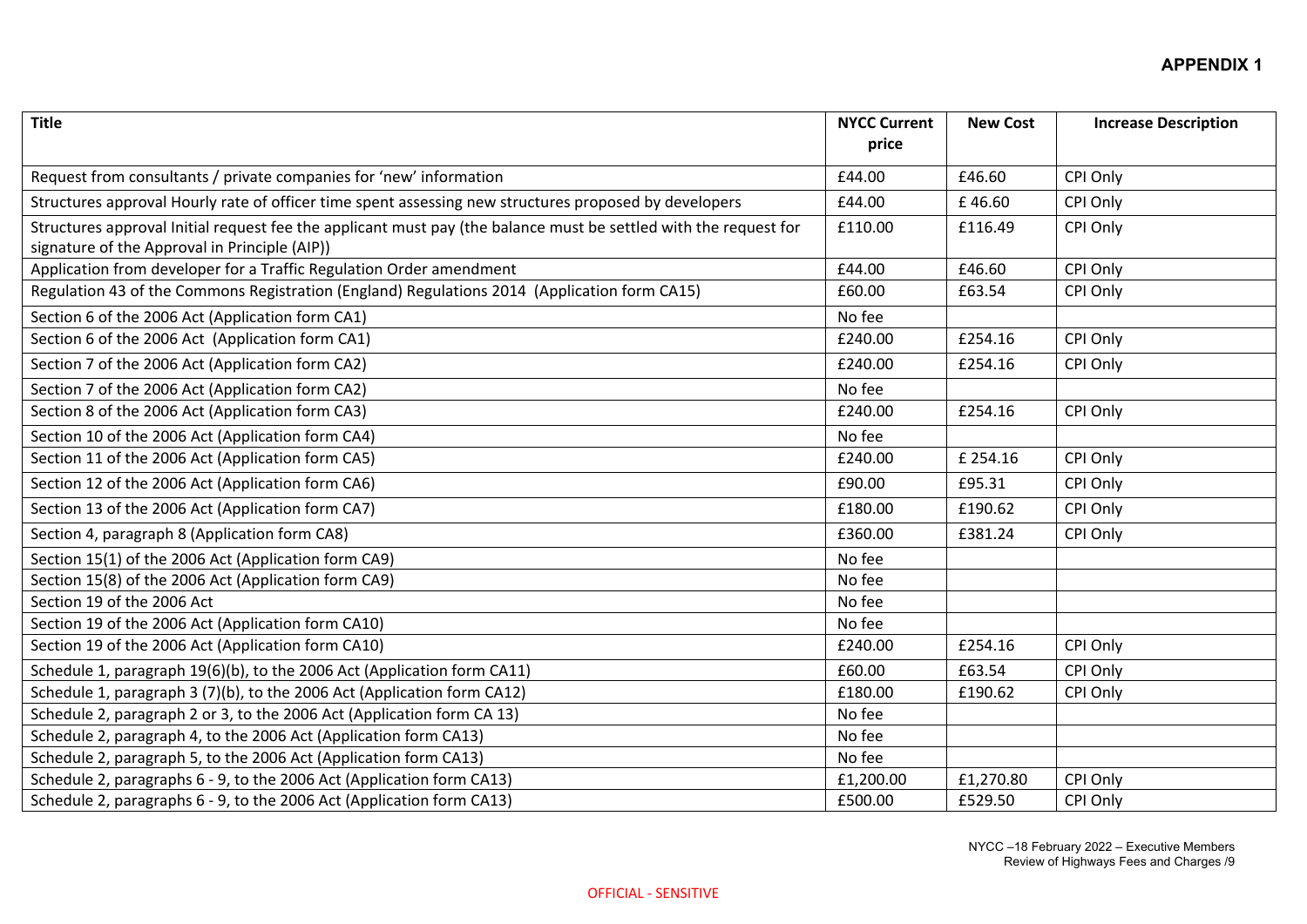**APPENDIX 1**

| Title | NYCC Current price | New Cost | Increase Description |
|---|---|---|---|
| Request from consultants / private companies for 'new' information | £44.00 | £46.60 | CPI Only |
| Structures approval Hourly rate of officer time spent assessing new structures proposed by developers | £44.00 | £ 46.60 | CPI Only |
| Structures approval Initial request fee the applicant must pay (the balance must be settled with the request for signature of the Approval in Principle (AIP)) | £110.00 | £116.49 | CPI Only |
| Application from developer for a Traffic Regulation Order amendment | £44.00 | £46.60 | CPI Only |
| Regulation 43 of the Commons Registration (England) Regulations 2014 (Application form CA15) | £60.00 | £63.54 | CPI Only |
| Section 6 of the 2006 Act (Application form CA1) | No fee | | |
| Section 6 of the 2006 Act (Application form CA1) | £240.00 | £254.16 | CPI Only |
| Section 7 of the 2006 Act (Application form CA2) | £240.00 | £254.16 | CPI Only |
| Section 7 of the 2006 Act (Application form CA2) | No fee | | |
| Section 8 of the 2006 Act (Application form CA3) | £240.00 | £254.16 | CPI Only |
| Section 10 of the 2006 Act (Application form CA4) | No fee | | |
| Section 11 of the 2006 Act (Application form CA5) | £240.00 | £ 254.16 | CPI Only |
| Section 12 of the 2006 Act (Application form CA6) | £90.00 | £95.31 | CPI Only |
| Section 13 of the 2006 Act (Application form CA7) | £180.00 | £190.62 | CPI Only |
| Section 4, paragraph 8 (Application form CA8) | £360.00 | £381.24 | CPI Only |
| Section 15(1) of the 2006 Act (Application form CA9) | No fee | | |
| Section 15(8) of the 2006 Act (Application form CA9) | No fee | | |
| Section 19 of the 2006 Act | No fee | | |
| Section 19 of the 2006 Act (Application form CA10) | No fee | | |
| Section 19 of the 2006 Act (Application form CA10) | £240.00 | £254.16 | CPI Only |
| Schedule 1, paragraph 19(6)(b), to the 2006 Act (Application form CA11) | £60.00 | £63.54 | CPI Only |
| Schedule 1, paragraph 3 (7)(b), to the 2006 Act (Application form CA12) | £180.00 | £190.62 | CPI Only |
| Schedule 2, paragraph 2 or 3, to the 2006 Act (Application form CA 13) | No fee | | |
| Schedule 2, paragraph 4, to the 2006 Act (Application form CA13) | No fee | | |
| Schedule 2, paragraph 5, to the 2006 Act (Application form CA13) | No fee | | |
| Schedule 2, paragraphs 6 - 9, to the 2006 Act (Application form CA13) | £1,200.00 | £1,270.80 | CPI Only |
| Schedule 2, paragraphs 6 - 9, to the 2006 Act (Application form CA13) | £500.00 | £529.50 | CPI Only |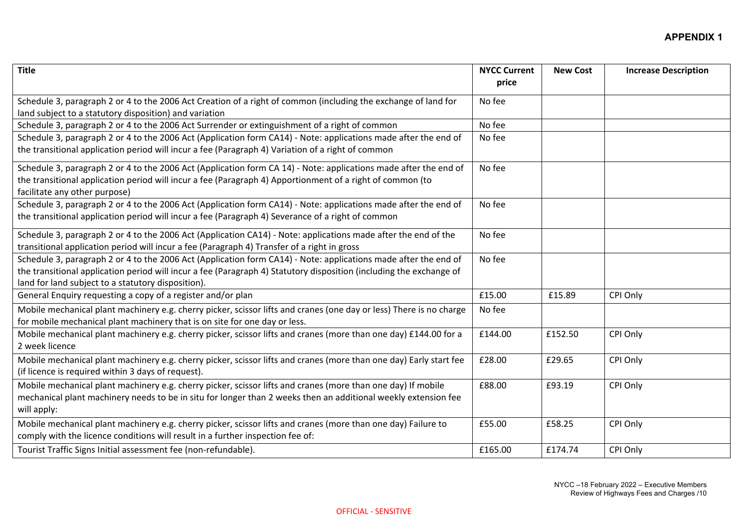**APPENDIX 1**

| Title | NYCC Current price | New Cost | Increase Description |
|---|---|---|---|
| Schedule 3, paragraph 2 or 4 to the 2006 Act Creation of a right of common (including the exchange of land for land subject to a statutory disposition) and variation | No fee | | |
| Schedule 3, paragraph 2 or 4 to the 2006 Act Surrender or extinguishment of a right of common | No fee | | |
| Schedule 3, paragraph 2 or 4 to the 2006 Act (Application form CA14) - Note: applications made after the end of the transitional application period will incur a fee (Paragraph 4) Variation of a right of common | No fee | | |
| Schedule 3, paragraph 2 or 4 to the 2006 Act (Application form CA 14) - Note: applications made after the end of the transitional application period will incur a fee (Paragraph 4) Apportionment of a right of common (to facilitate any other purpose) | No fee | | |
| Schedule 3, paragraph 2 or 4 to the 2006 Act (Application form CA14) - Note: applications made after the end of the transitional application period will incur a fee (Paragraph 4) Severance of a right of common | No fee | | |
| Schedule 3, paragraph 2 or 4 to the 2006 Act (Application CA14) - Note: applications made after the end of the transitional application period will incur a fee (Paragraph 4) Transfer of a right in gross | No fee | | |
| Schedule 3, paragraph 2 or 4 to the 2006 Act (Application form CA14) - Note: applications made after the end of the transitional application period will incur a fee (Paragraph 4) Statutory disposition (including the exchange of land for land subject to a statutory disposition). | No fee | | |
| General Enquiry requesting a copy of a register and/or plan | £15.00 | £15.89 | CPI Only |
| Mobile mechanical plant machinery e.g. cherry picker, scissor lifts and cranes (one day or less) There is no charge for mobile mechanical plant machinery that is on site for one day or less. | No fee | | |
| Mobile mechanical plant machinery e.g. cherry picker, scissor lifts and cranes (more than one day) £144.00 for a 2 week licence | £144.00 | £152.50 | CPI Only |
| Mobile mechanical plant machinery e.g. cherry picker, scissor lifts and cranes (more than one day) Early start fee (if licence is required within 3 days of request). | £28.00 | £29.65 | CPI Only |
| Mobile mechanical plant machinery e.g. cherry picker, scissor lifts and cranes (more than one day) If mobile mechanical plant machinery needs to be in situ for longer than 2 weeks then an additional weekly extension fee will apply: | £88.00 | £93.19 | CPI Only |
| Mobile mechanical plant machinery e.g. cherry picker, scissor lifts and cranes (more than one day) Failure to comply with the licence conditions will result in a further inspection fee of: | £55.00 | £58.25 | CPI Only |
| Tourist Traffic Signs Initial assessment fee (non-refundable). | £165.00 | £174.74 | CPI Only |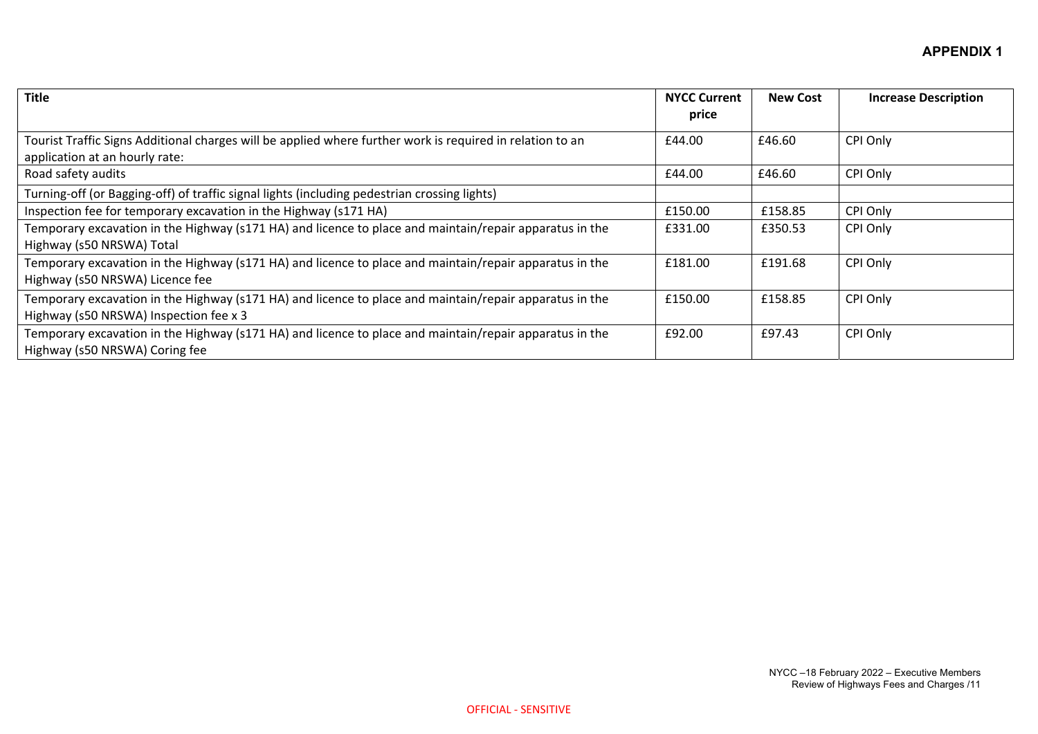**APPENDIX 1**

| Title | NYCC Current price | New Cost | Increase Description |
|---|---|---|---|
| Tourist Traffic Signs Additional charges will be applied where further work is required in relation to an application at an hourly rate: | £44.00 | £46.60 | CPI Only |
| Road safety audits | £44.00 | £46.60 | CPI Only |
| Turning-off (or Bagging-off) of traffic signal lights (including pedestrian crossing lights) | | | |
| Inspection fee for temporary excavation in the Highway (s171 HA) | £150.00 | £158.85 | CPI Only |
| Temporary excavation in the Highway (s171 HA) and licence to place and maintain/repair apparatus in the Highway (s50 NRSWA) Total | £331.00 | £350.53 | CPI Only |
| Temporary excavation in the Highway (s171 HA) and licence to place and maintain/repair apparatus in the Highway (s50 NRSWA) Licence fee | £181.00 | £191.68 | CPI Only |
| Temporary excavation in the Highway (s171 HA) and licence to place and maintain/repair apparatus in the Highway (s50 NRSWA) Inspection fee x 3 | £150.00 | £158.85 | CPI Only |
| Temporary excavation in the Highway (s171 HA) and licence to place and maintain/repair apparatus in the Highway (s50 NRSWA) Coring fee | £92.00 | £97.43 | CPI Only |